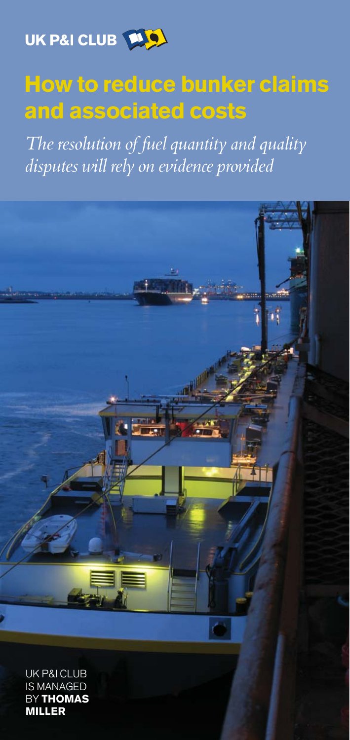UK P&I CLUB

# How to reduce bunker claims and associated costs

*The resolution of fuel quantity and quality disputes will rely on evidence provided*

UK P&I CLUB IS MANAGED BY **THOMAS MILLER**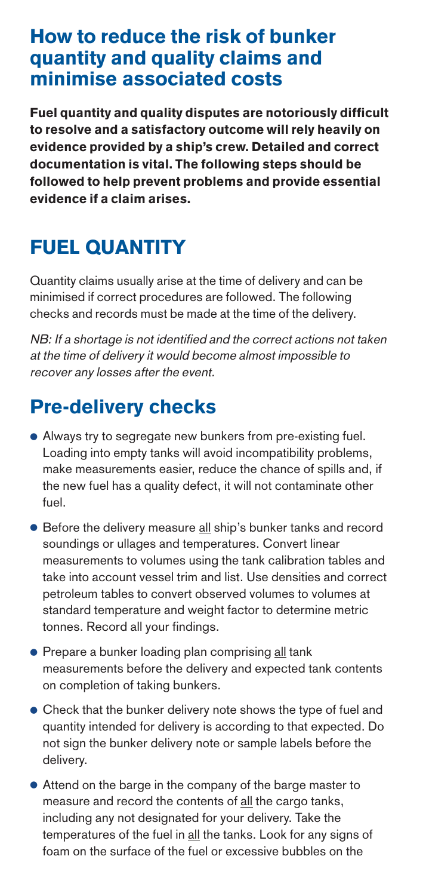## How to reduce the risk of bunker quantity and quality claims and minimise associated costs

**Fuel quantity and quality disputes are notoriously difficult to resolve and a satisfactory outcome will rely heavily on evidence provided by a ship's crew. Detailed and correct documentation is vital. The following steps should be followed to help prevent problems and provide essential evidence if a claim arises.**

# FUEL QUANTITY

Quantity claims usually arise at the time of delivery and can be minimised if correct procedures are followed. The following checks and records must be made at the time of the delivery.

*NB: If a shortage is not identified and the correct actions not taken at the time of delivery it would become almost impossible to recover any losses after the event.*

## Pre-delivery checks

- Always try to segregate new bunkers from pre-existing fuel. Loading into empty tanks will avoid incompatibility problems, make measurements easier, reduce the chance of spills and, if the new fuel has a quality defect, it will not contaminate other fuel.
- Before the delivery measure all ship's bunker tanks and record soundings or ullages and temperatures. Convert linear measurements to volumes using the tank calibration tables and take into account vessel trim and list. Use densities and correct petroleum tables to convert observed volumes to volumes at standard temperature and weight factor to determine metric tonnes. Record all your findings.
- Prepare a bunker loading plan comprising all tank measurements before the delivery and expected tank contents on completion of taking bunkers.
- Check that the bunker delivery note shows the type of fuel and quantity intended for delivery is according to that expected. Do not sign the bunker delivery note or sample labels before the delivery.
- Attend on the barge in the company of the barge master to measure and record the contents of all the cargo tanks, including any not designated for your delivery. Take the temperatures of the fuel in all the tanks. Look for any signs of foam on the surface of the fuel or excessive bubbles on the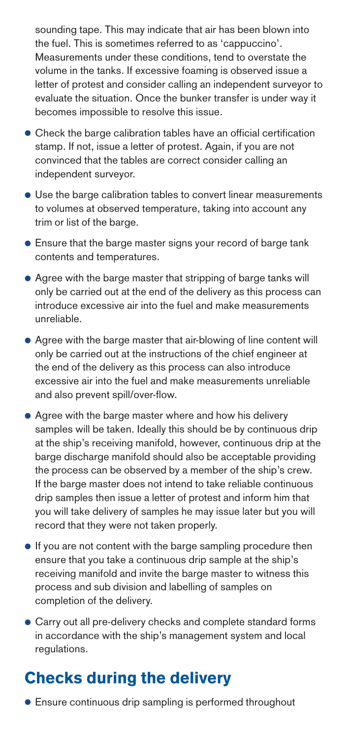sounding tape. This may indicate that air has been blown into the fuel. This is sometimes referred to as 'cappuccino'. Measurements under these conditions, tend to overstate the volume in the tanks. If excessive foaming is observed issue a letter of protest and consider calling an independent surveyor to evaluate the situation. Once the bunker transfer is under way it becomes impossible to resolve this issue.

- Check the barge calibration tables have an official certification stamp. If not, issue a letter of protest. Again, if you are not convinced that the tables are correct consider calling an independent surveyor.
- Use the barge calibration tables to convert linear measurements to volumes at observed temperature, taking into account any trim or list of the barge.
- Ensure that the barge master signs your record of barge tank contents and temperatures.
- Agree with the barge master that stripping of barge tanks will only be carried out at the end of the delivery as this process can introduce excessive air into the fuel and make measurements unreliable.
- Agree with the barge master that air-blowing of line content will only be carried out at the instructions of the chief engineer at the end of the delivery as this process can also introduce excessive air into the fuel and make measurements unreliable and also prevent spill/over-flow.
- Agree with the barge master where and how his delivery samples will be taken. Ideally this should be by continuous drip at the ship's receiving manifold, however, continuous drip at the barge discharge manifold should also be acceptable providing the process can be observed by a member of the ship's crew. If the barge master does not intend to take reliable continuous drip samples then issue a letter of protest and inform him that you will take delivery of samples he may issue later but you will record that they were not taken properly.
- If you are not content with the barge sampling procedure then ensure that you take a continuous drip sample at the ship's receiving manifold and invite the barge master to witness this process and sub division and labelling of samples on completion of the delivery.
- Carry out all pre-delivery checks and complete standard forms in accordance with the ship's management system and local regulations.

## Checks during the delivery

- Ensure continuous drip sampling is performed throughout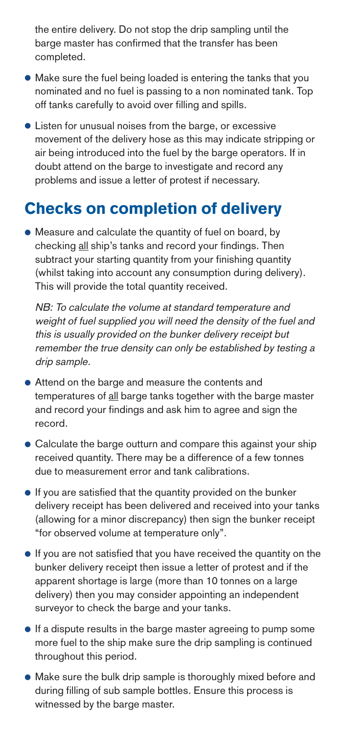the entire delivery. Do not stop the drip sampling until the barge master has confirmed that the transfer has been completed.

- Make sure the fuel being loaded is entering the tanks that you nominated and no fuel is passing to a non nominated tank. Top off tanks carefully to avoid over filling and spills.
- Listen for unusual noises from the barge, or excessive movement of the delivery hose as this may indicate stripping or air being introduced into the fuel by the barge operators. If in doubt attend on the barge to investigate and record any problems and issue a letter of protest if necessary.

## Checks on completion of delivery

- Measure and calculate the quantity of fuel on board, by checking <u>all</u> ship's tanks and record your findings. Then subtract your starting quantity from your finishing quantity (whilst taking into account any consumption during delivery). This will provide the total quantity received.

  *NB: To calculate the volume at standard temperature and weight of fuel supplied you will need the density of the fuel and this is usually provided on the bunker delivery receipt but remember the true density can only be established by testing a drip sample.*

- Attend on the barge and measure the contents and temperatures of <u>all</u> barge tanks together with the barge master and record your findings and ask him to agree and sign the record.
- Calculate the barge outturn and compare this against your ship received quantity. There may be a difference of a few tonnes due to measurement error and tank calibrations.
- If you are satisfied that the quantity provided on the bunker delivery receipt has been delivered and received into your tanks (allowing for a minor discrepancy) then sign the bunker receipt "for observed volume at temperature only".
- If you are not satisfied that you have received the quantity on the bunker delivery receipt then issue a letter of protest and if the apparent shortage is large (more than 10 tonnes on a large delivery) then you may consider appointing an independent surveyor to check the barge and your tanks.
- If a dispute results in the barge master agreeing to pump some more fuel to the ship make sure the drip sampling is continued throughout this period.
- Make sure the bulk drip sample is thoroughly mixed before and during filling of sub sample bottles. Ensure this process is witnessed by the barge master.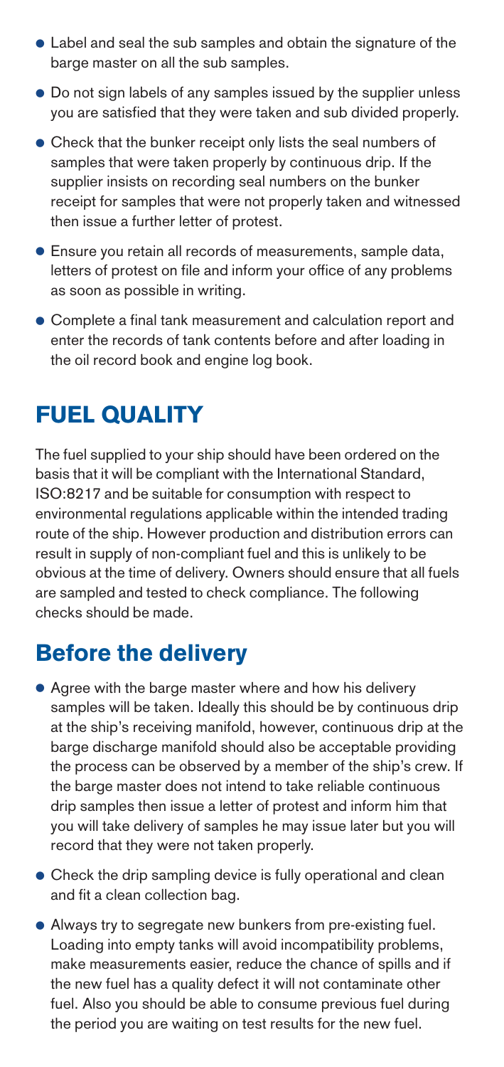- Label and seal the sub samples and obtain the signature of the barge master on all the sub samples.
- Do not sign labels of any samples issued by the supplier unless you are satisfied that they were taken and sub divided properly.
- Check that the bunker receipt only lists the seal numbers of samples that were taken properly by continuous drip. If the supplier insists on recording seal numbers on the bunker receipt for samples that were not properly taken and witnessed then issue a further letter of protest.
- Ensure you retain all records of measurements, sample data, letters of protest on file and inform your office of any problems as soon as possible in writing.
- Complete a final tank measurement and calculation report and enter the records of tank contents before and after loading in the oil record book and engine log book.

# FUEL QUALITY

The fuel supplied to your ship should have been ordered on the basis that it will be compliant with the International Standard, ISO:8217 and be suitable for consumption with respect to environmental regulations applicable within the intended trading route of the ship. However production and distribution errors can result in supply of non-compliant fuel and this is unlikely to be obvious at the time of delivery. Owners should ensure that all fuels are sampled and tested to check compliance. The following checks should be made.

## Before the delivery

- Agree with the barge master where and how his delivery samples will be taken. Ideally this should be by continuous drip at the ship's receiving manifold, however, continuous drip at the barge discharge manifold should also be acceptable providing the process can be observed by a member of the ship's crew. If the barge master does not intend to take reliable continuous drip samples then issue a letter of protest and inform him that you will take delivery of samples he may issue later but you will record that they were not taken properly.
- Check the drip sampling device is fully operational and clean and fit a clean collection bag.
- Always try to segregate new bunkers from pre-existing fuel. Loading into empty tanks will avoid incompatibility problems, make measurements easier, reduce the chance of spills and if the new fuel has a quality defect it will not contaminate other fuel. Also you should be able to consume previous fuel during the period you are waiting on test results for the new fuel.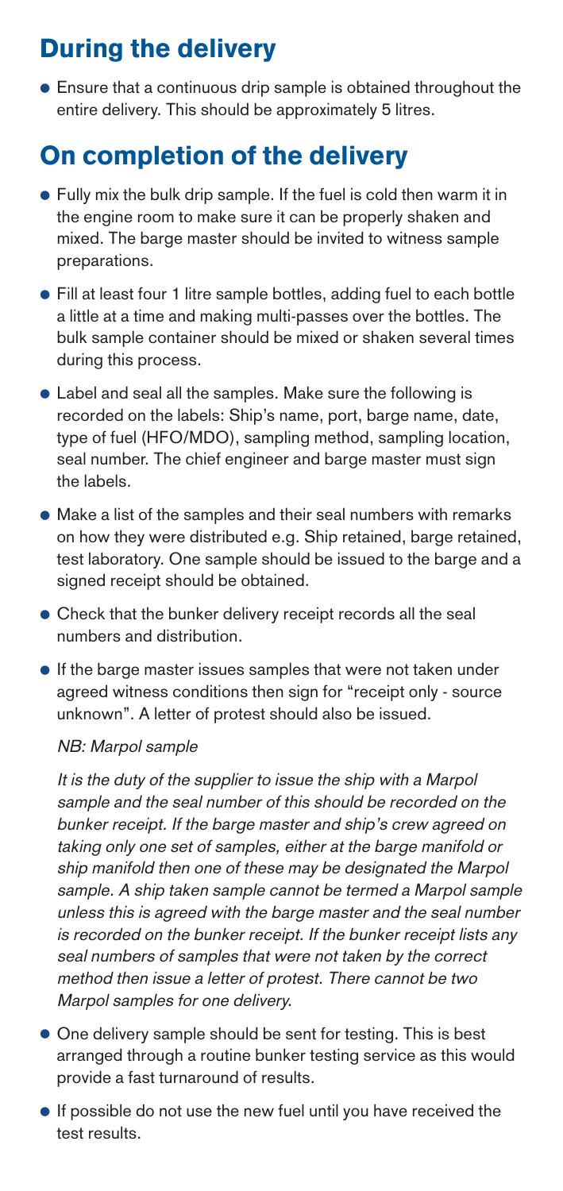## During the delivery

- Ensure that a continuous drip sample is obtained throughout the entire delivery. This should be approximately 5 litres.

## On completion of the delivery

- Fully mix the bulk drip sample. If the fuel is cold then warm it in the engine room to make sure it can be properly shaken and mixed. The barge master should be invited to witness sample preparations.
- Fill at least four 1 litre sample bottles, adding fuel to each bottle a little at a time and making multi-passes over the bottles. The bulk sample container should be mixed or shaken several times during this process.
- Label and seal all the samples. Make sure the following is recorded on the labels: Ship's name, port, barge name, date, type of fuel (HFO/MDO), sampling method, sampling location, seal number. The chief engineer and barge master must sign the labels.
- Make a list of the samples and their seal numbers with remarks on how they were distributed e.g. Ship retained, barge retained, test laboratory. One sample should be issued to the barge and a signed receipt should be obtained.
- Check that the bunker delivery receipt records all the seal numbers and distribution.
- If the barge master issues samples that were not taken under agreed witness conditions then sign for "receipt only - source unknown". A letter of protest should also be issued.

  *NB: Marpol sample*

  *It is the duty of the supplier to issue the ship with a Marpol sample and the seal number of this should be recorded on the bunker receipt. If the barge master and ship's crew agreed on taking only one set of samples, either at the barge manifold or ship manifold then one of these may be designated the Marpol sample. A ship taken sample cannot be termed a Marpol sample unless this is agreed with the barge master and the seal number is recorded on the bunker receipt. If the bunker receipt lists any seal numbers of samples that were not taken by the correct method then issue a letter of protest. There cannot be two Marpol samples for one delivery.*

- One delivery sample should be sent for testing. This is best arranged through a routine bunker testing service as this would provide a fast turnaround of results.
- If possible do not use the new fuel until you have received the test results.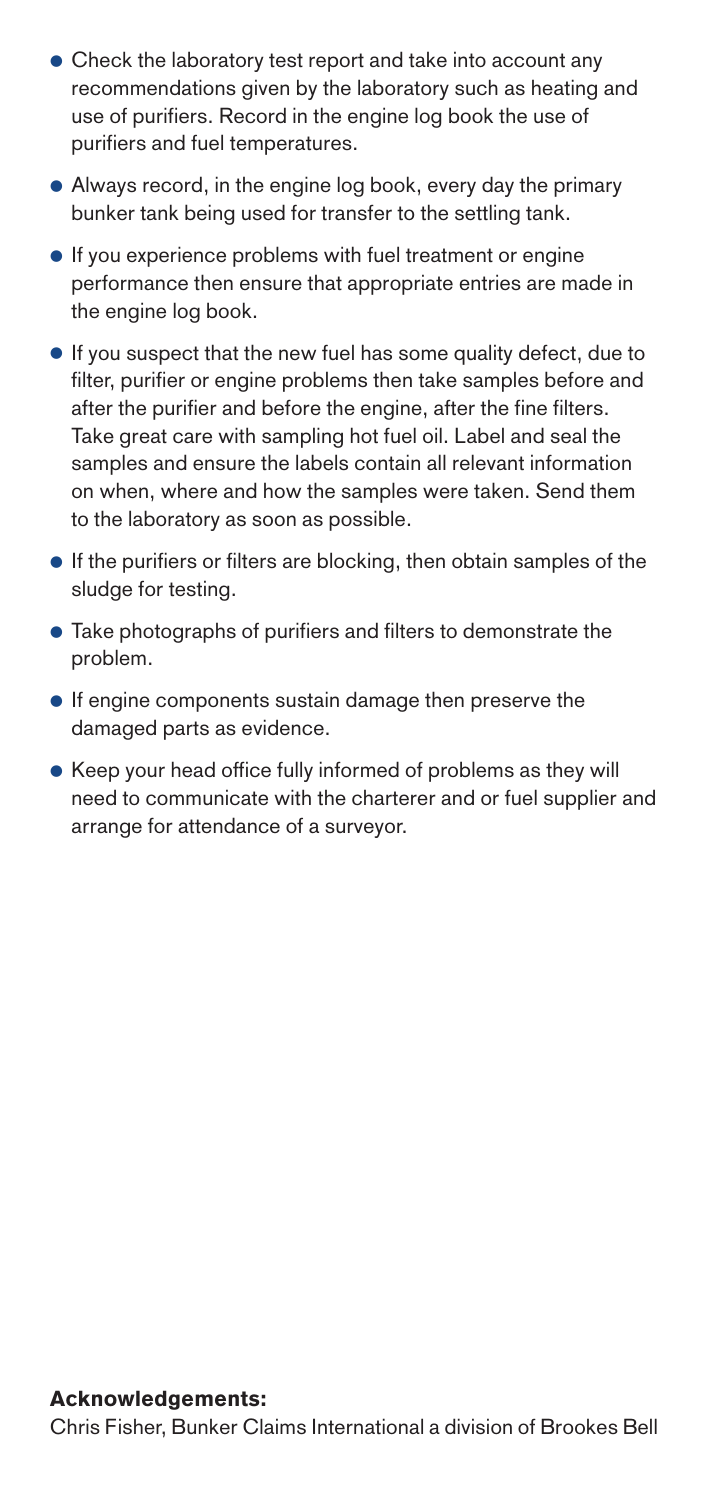- Check the laboratory test report and take into account any recommendations given by the laboratory such as heating and use of purifiers. Record in the engine log book the use of purifiers and fuel temperatures.
- Always record, in the engine log book, every day the primary bunker tank being used for transfer to the settling tank.
- If you experience problems with fuel treatment or engine performance then ensure that appropriate entries are made in the engine log book.
- If you suspect that the new fuel has some quality defect, due to filter, purifier or engine problems then take samples before and after the purifier and before the engine, after the fine filters. Take great care with sampling hot fuel oil. Label and seal the samples and ensure the labels contain all relevant information on when, where and how the samples were taken. Send them to the laboratory as soon as possible.
- If the purifiers or filters are blocking, then obtain samples of the sludge for testing.
- Take photographs of purifiers and filters to demonstrate the problem.
- If engine components sustain damage then preserve the damaged parts as evidence.
- Keep your head office fully informed of problems as they will need to communicate with the charterer and or fuel supplier and arrange for attendance of a surveyor.

**Acknowledgements:**

Chris Fisher, Bunker Claims International a division of Brookes Bell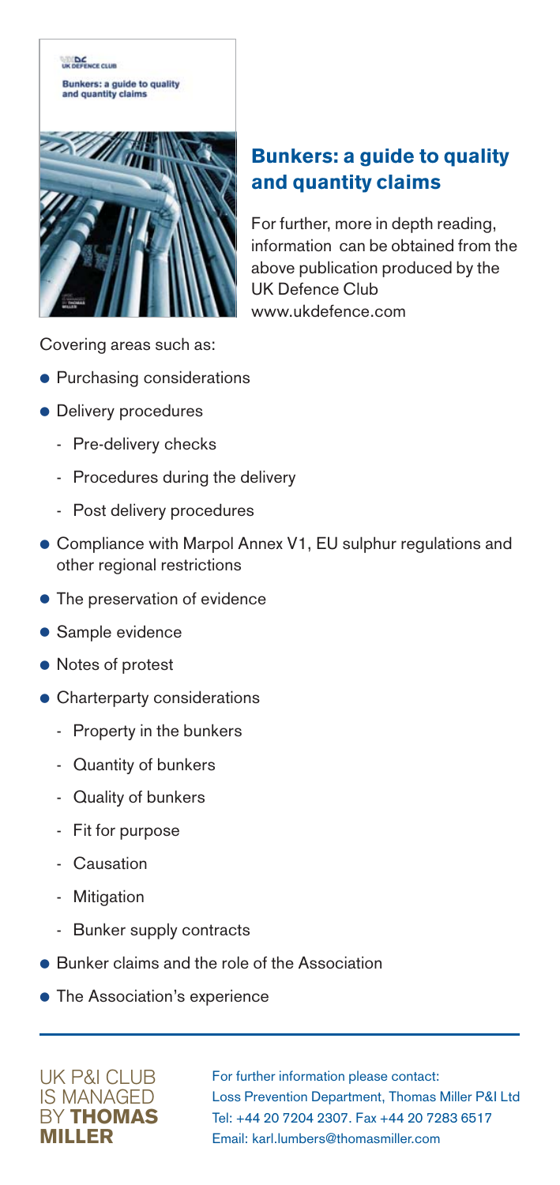## Bunkers: a guide to quality and quantity claims

For further, more in depth reading, information can be obtained from the above publication produced by the UK Defence Club www.ukdefence.com

Covering areas such as:

- Purchasing considerations
- Delivery procedures
  - Pre-delivery checks
  - Procedures during the delivery
  - Post delivery procedures
- Compliance with Marpol Annex V1, EU sulphur regulations and other regional restrictions
- The preservation of evidence
- Sample evidence
- Notes of protest
- Charterparty considerations
  - Property in the bunkers
  - Quantity of bunkers
  - Quality of bunkers
  - Fit for purpose
  - Causation
  - Mitigation
  - Bunker supply contracts
- Bunker claims and the role of the Association
- The Association's experience

---

UK P&I CLUB IS MANAGED BY **THOMAS MILLER**

For further information please contact:
Loss Prevention Department, Thomas Miller P&I Ltd
Tel: +44 20 7204 2307. Fax +44 20 7283 6517
Email: karl.lumbers@thomasmiller.com